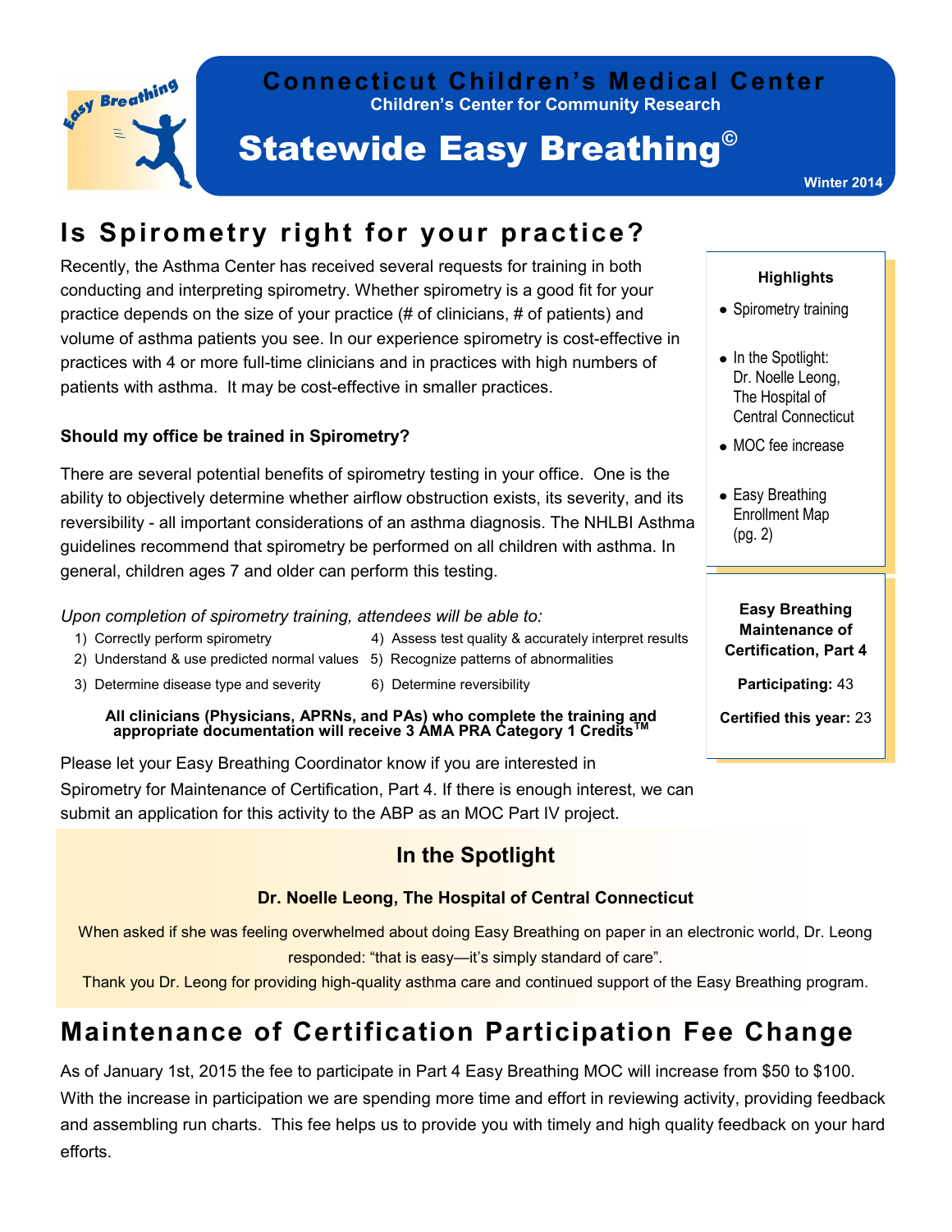# Connecticut Children's Medical Center

**Children's Center for Community Research**

# Statewide Easy Breathing©

**Winter 2014**

## Is Spirometry right for your practice?

Recently, the Asthma Center has received several requests for training in both conducting and interpreting spirometry. Whether spirometry is a good fit for your practice depends on the size of your practice (# of clinicians, # of patients) and volume of asthma patients you see. In our experience spirometry is cost-effective in practices with 4 or more full-time clinicians and in practices with high numbers of patients with asthma. It may be cost-effective in smaller practices.

### Should my office be trained in Spirometry?

There are several potential benefits of spirometry testing in your office. One is the ability to objectively determine whether airflow obstruction exists, its severity, and its reversibility - all important considerations of an asthma diagnosis. The NHLBI Asthma guidelines recommend that spirometry be performed on all children with asthma. In general, children ages 7 and older can perform this testing.

*Upon completion of spirometry training, attendees will be able to:*

1) Correctly perform spirometry
2) Understand & use predicted normal values
3) Determine disease type and severity
4) Assess test quality & accurately interpret results
5) Recognize patterns of abnormalities
6) Determine reversibility

**All clinicians (Physicians, APRNs, and PAs) who complete the training and appropriate documentation will receive 3 AMA PRA Category 1 Credits™**

Please let your Easy Breathing Coordinator know if you are interested in Spirometry for Maintenance of Certification, Part 4. If there is enough interest, we can submit an application for this activity to the ABP as an MOC Part IV project.

**Highlights**

- Spirometry training
- In the Spotlight: Dr. Noelle Leong, The Hospital of Central Connecticut
- MOC fee increase
- Easy Breathing Enrollment Map (pg. 2)

**Easy Breathing Maintenance of Certification, Part 4**

**Participating:** 43

**Certified this year:** 23

## In the Spotlight

### Dr. Noelle Leong, The Hospital of Central Connecticut

When asked if she was feeling overwhelmed about doing Easy Breathing on paper in an electronic world, Dr. Leong responded: "that is easy—it's simply standard of care".

Thank you Dr. Leong for providing high-quality asthma care and continued support of the Easy Breathing program.

## Maintenance of Certification Participation Fee Change

As of January 1st, 2015 the fee to participate in Part 4 Easy Breathing MOC will increase from $50 to $100. With the increase in participation we are spending more time and effort in reviewing activity, providing feedback and assembling run charts. This fee helps us to provide you with timely and high quality feedback on your hard efforts.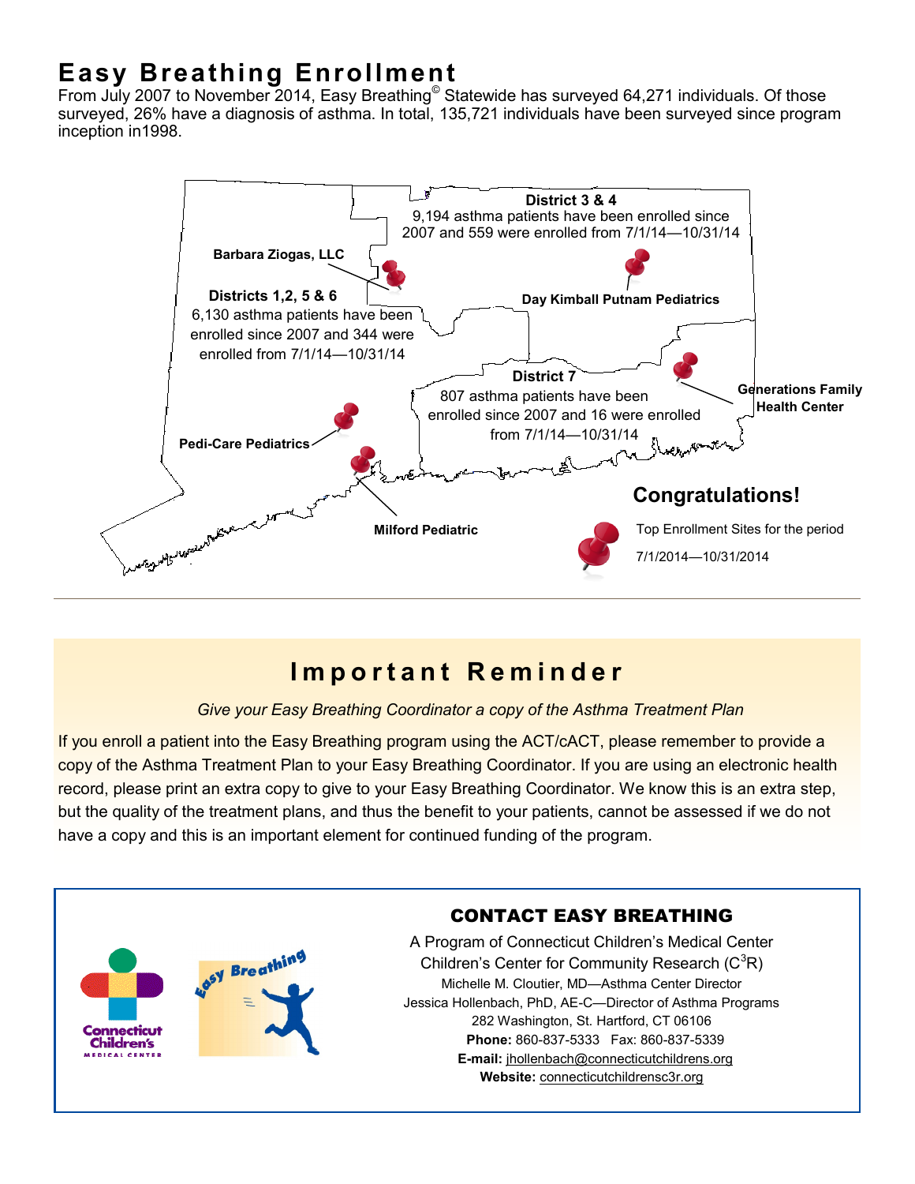# Easy Breathing Enrollment

From July 2007 to November 2014, Easy Breathing© Statewide has surveyed 64,271 individuals. Of those surveyed, 26% have a diagnosis of asthma. In total, 135,721 individuals have been surveyed since program inception in1998.

**District 3 & 4**
9,194 asthma patients have been enrolled since 2007 and 559 were enrolled from 7/1/14—10/31/14

**Barbara Ziogas, LLC**

**Day Kimball Putnam Pediatrics**

**Districts 1,2, 5 & 6**
6,130 asthma patients have been enrolled since 2007 and 344 were enrolled from 7/1/14—10/31/14

**District 7**
807 asthma patients have been enrolled since 2007 and 16 were enrolled from 7/1/14—10/31/14

**Generations Family Health Center**

**Pedi-Care Pediatrics**

**Milford Pediatric**

**Congratulations!**

Top Enrollment Sites for the period 7/1/2014—10/31/2014

# Important Reminder

*Give your Easy Breathing Coordinator a copy of the Asthma Treatment Plan*

If you enroll a patient into the Easy Breathing program using the ACT/cACT, please remember to provide a copy of the Asthma Treatment Plan to your Easy Breathing Coordinator. If you are using an electronic health record, please print an extra copy to give to your Easy Breathing Coordinator. We know this is an extra step, but the quality of the treatment plans, and thus the benefit to your patients, cannot be assessed if we do not have a copy and this is an important element for continued funding of the program.

## CONTACT EASY BREATHING

A Program of Connecticut Children's Medical Center
Children's Center for Community Research ($C^3R$)
Michelle M. Cloutier, MD—Asthma Center Director
Jessica Hollenbach, PhD, AE-C—Director of Asthma Programs
282 Washington, St. Hartford, CT 06106
**Phone:** 860-837-5333 Fax: 860-837-5339
**E-mail:** jhollenbach@connecticutchildrens.org
**Website:** connecticutchildrensc3r.org